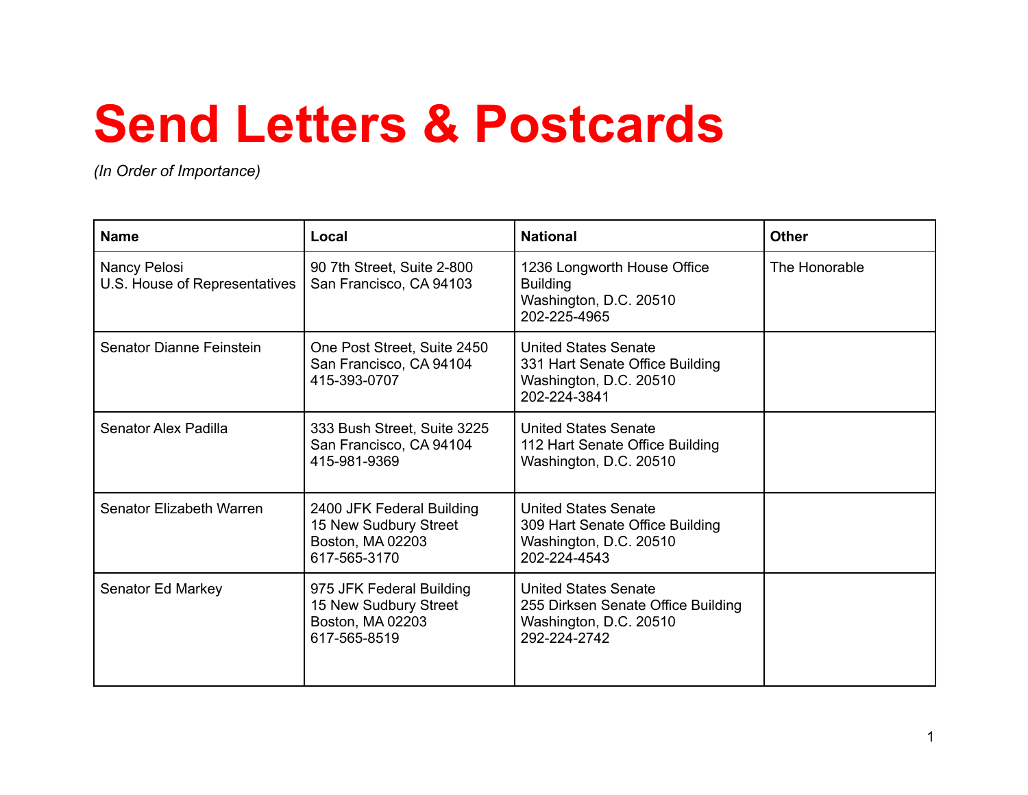# Send Letters & Postcards

*(In Order of Importance)*

| Name | Local | National | Other |
|---|---|---|---|
| Nancy Pelosi<br>U.S. House of Representatives | 90 7th Street, Suite 2-800<br>San Francisco, CA 94103 | 1236 Longworth House Office Building<br>Washington, D.C. 20510<br>202-225-4965 | The Honorable |
| Senator Dianne Feinstein | One Post Street, Suite 2450<br>San Francisco, CA 94104<br>415-393-0707 | United States Senate<br>331 Hart Senate Office Building<br>Washington, D.C. 20510<br>202-224-3841 | |
| Senator Alex Padilla | 333 Bush Street, Suite 3225<br>San Francisco, CA 94104<br>415-981-9369 | United States Senate<br>112 Hart Senate Office Building<br>Washington, D.C. 20510 | |
| Senator Elizabeth Warren | 2400 JFK Federal Building<br>15 New Sudbury Street<br>Boston, MA 02203<br>617-565-3170 | United States Senate<br>309 Hart Senate Office Building<br>Washington, D.C. 20510<br>202-224-4543 | |
| Senator Ed Markey | 975 JFK Federal Building<br>15 New Sudbury Street<br>Boston, MA 02203<br>617-565-8519 | United States Senate<br>255 Dirksen Senate Office Building<br>Washington, D.C. 20510<br>292-224-2742 | |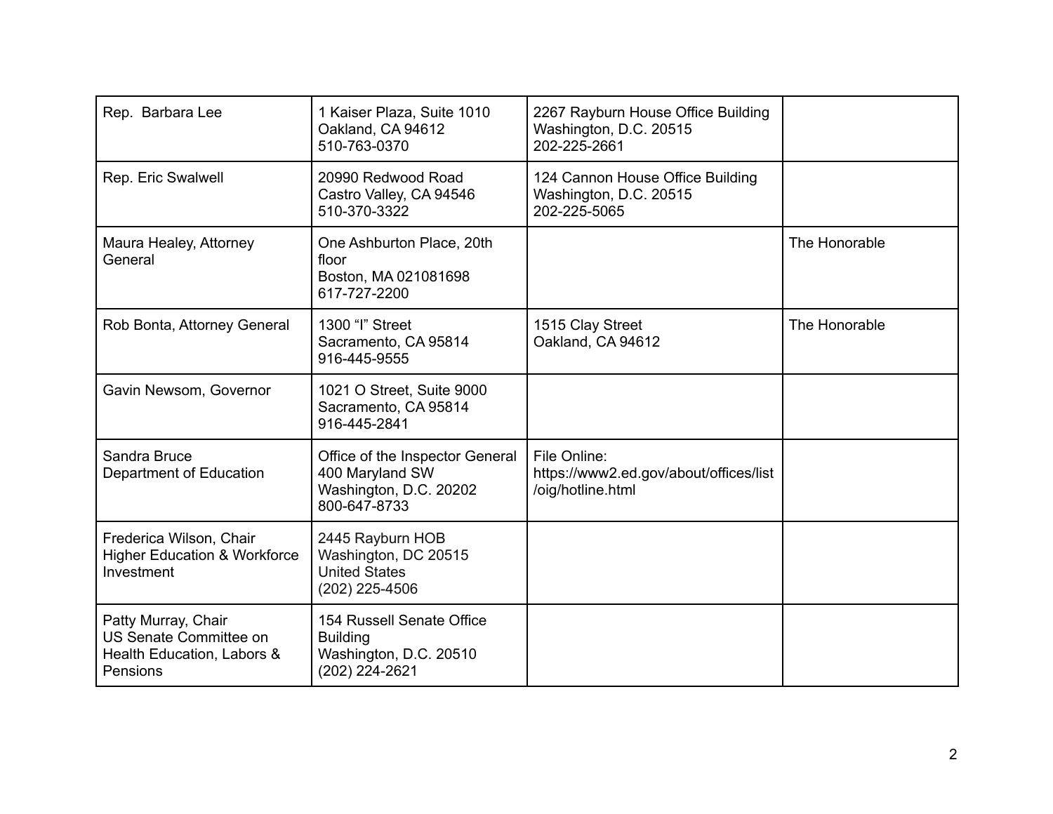| Rep. Barbara Lee | 1 Kaiser Plaza, Suite 1010<br>Oakland, CA 94612<br>510-763-0370 | 2267 Rayburn House Office Building<br>Washington, D.C. 20515<br>202-225-2661 | |
|---|---|---|---|
| Rep. Eric Swalwell | 20990 Redwood Road<br>Castro Valley, CA 94546<br>510-370-3322 | 124 Cannon House Office Building<br>Washington, D.C. 20515<br>202-225-5065 | |
| Maura Healey, Attorney General | One Ashburton Place, 20th floor<br>Boston, MA 021081698<br>617-727-2200 | | The Honorable |
| Rob Bonta, Attorney General | 1300 “I” Street<br>Sacramento, CA 95814<br>916-445-9555 | 1515 Clay Street<br>Oakland, CA 94612 | The Honorable |
| Gavin Newsom, Governor | 1021 O Street, Suite 9000<br>Sacramento, CA 95814<br>916-445-2841 | | |
| Sandra Bruce<br>Department of Education | Office of the Inspector General<br>400 Maryland SW<br>Washington, D.C. 20202<br>800-647-8733 | File Online:<br>https://www2.ed.gov/about/offices/list/oig/hotline.html | |
| Frederica Wilson, Chair<br>Higher Education & Workforce Investment | 2445 Rayburn HOB<br>Washington, DC 20515<br>United States<br>(202) 225-4506 | | |
| Patty Murray, Chair<br>US Senate Committee on Health Education, Labors & Pensions | 154 Russell Senate Office Building<br>Washington, D.C. 20510<br>(202) 224-2621 | | |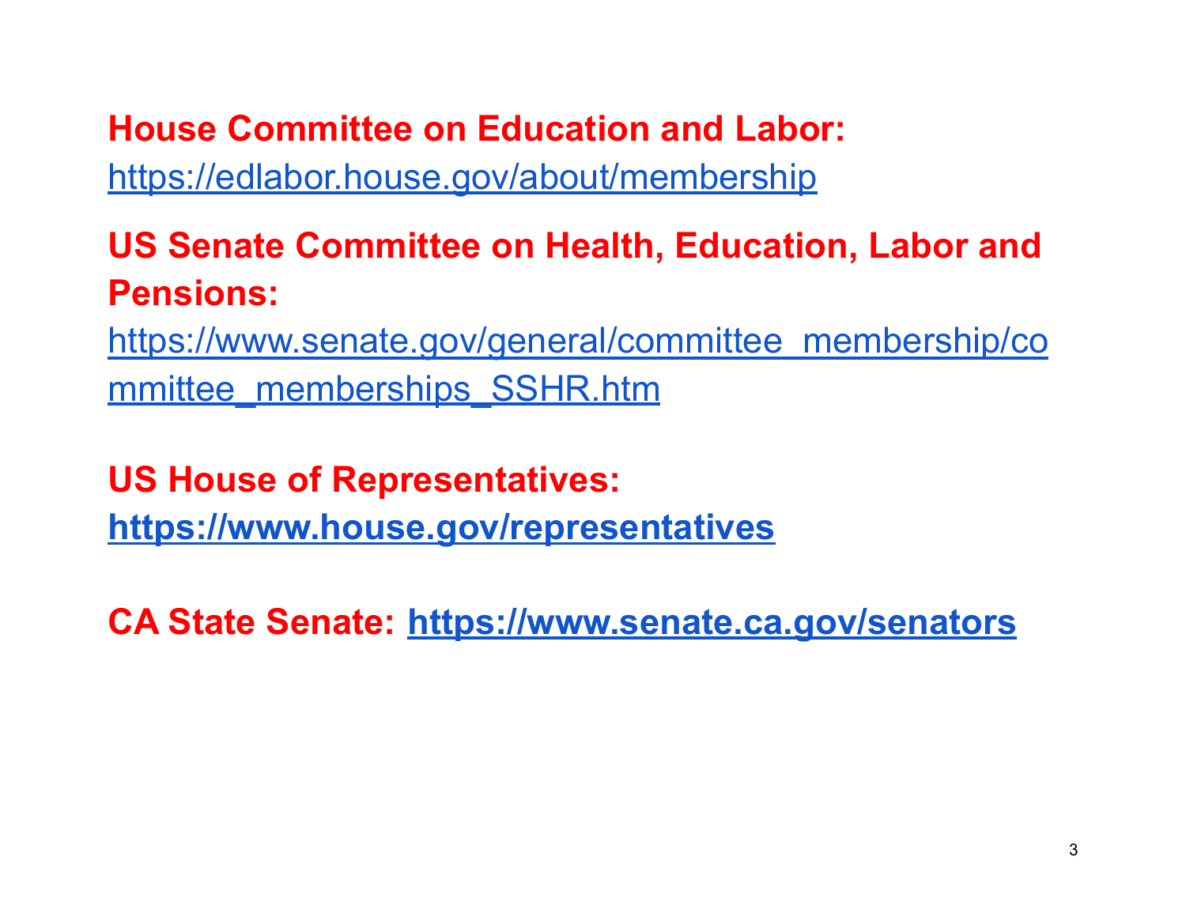**House Committee on Education and Labor:**
https://edlabor.house.gov/about/membership

**US Senate Committee on Health, Education, Labor and Pensions:**
https://www.senate.gov/general/committee_membership/committee_memberships_SSHR.htm

**US House of Representatives:**
**https://www.house.gov/representatives**

**CA State Senate:** **https://www.senate.ca.gov/senators**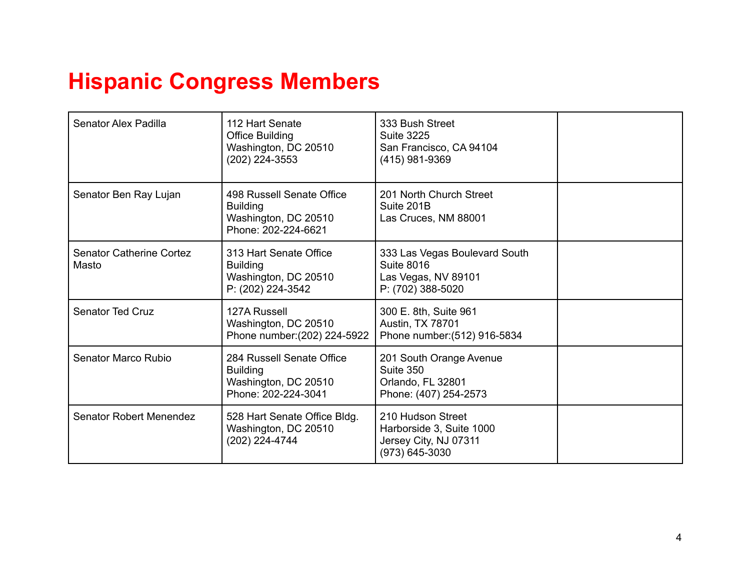# Hispanic Congress Members

| | | | |
|---|---|---|---|
| Senator Alex Padilla | 112 Hart Senate Office Building<br>Washington, DC 20510<br>(202) 224-3553 | 333 Bush Street<br>Suite 3225<br>San Francisco, CA 94104<br>(415) 981-9369 | |
| Senator Ben Ray Lujan | 498 Russell Senate Office Building<br>Washington, DC 20510<br>Phone: 202-224-6621 | 201 North Church Street<br>Suite 201B<br>Las Cruces, NM 88001 | |
| Senator Catherine Cortez Masto | 313 Hart Senate Office Building<br>Washington, DC 20510<br>P: (202) 224-3542 | 333 Las Vegas Boulevard South<br>Suite 8016<br>Las Vegas, NV 89101<br>P: (702) 388-5020 | |
| Senator Ted Cruz | 127A Russell<br>Washington, DC 20510<br>Phone number:(202) 224-5922 | 300 E. 8th, Suite 961<br>Austin, TX 78701<br>Phone number:(512) 916-5834 | |
| Senator Marco Rubio | 284 Russell Senate Office Building<br>Washington, DC 20510<br>Phone: 202-224-3041 | 201 South Orange Avenue<br>Suite 350<br>Orlando, FL 32801<br>Phone: (407) 254-2573 | |
| Senator Robert Menendez | 528 Hart Senate Office Bldg.<br>Washington, DC 20510<br>(202) 224-4744 | 210 Hudson Street<br>Harborside 3, Suite 1000<br>Jersey City, NJ 07311<br>(973) 645-3030 | |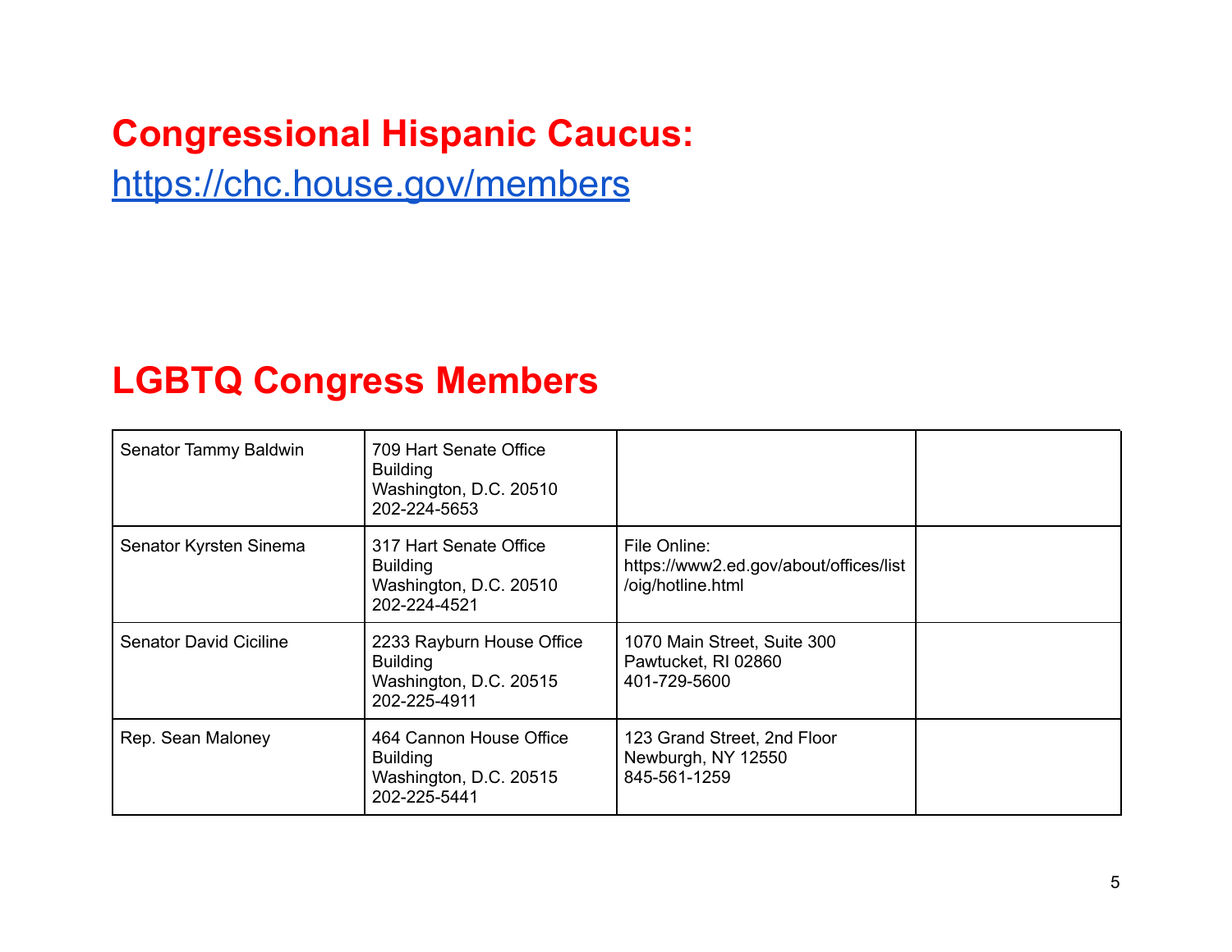## Congressional Hispanic Caucus:

[https://chc.house.gov/members](https://chc.house.gov/members)

## LGBTQ Congress Members

| | | | |
|---|---|---|---|
| Senator Tammy Baldwin | 709 Hart Senate Office Building<br>Washington, D.C. 20510<br>202-224-5653 | | |
| Senator Kyrsten Sinema | 317 Hart Senate Office Building<br>Washington, D.C. 20510<br>202-224-4521 | File Online:<br>https://www2.ed.gov/about/offices/list/oig/hotline.html | |
| Senator David Ciciline | 2233 Rayburn House Office Building<br>Washington, D.C. 20515<br>202-225-4911 | 1070 Main Street, Suite 300<br>Pawtucket, RI 02860<br>401-729-5600 | |
| Rep. Sean Maloney | 464 Cannon House Office Building<br>Washington, D.C. 20515<br>202-225-5441 | 123 Grand Street, 2nd Floor<br>Newburgh, NY 12550<br>845-561-1259 | |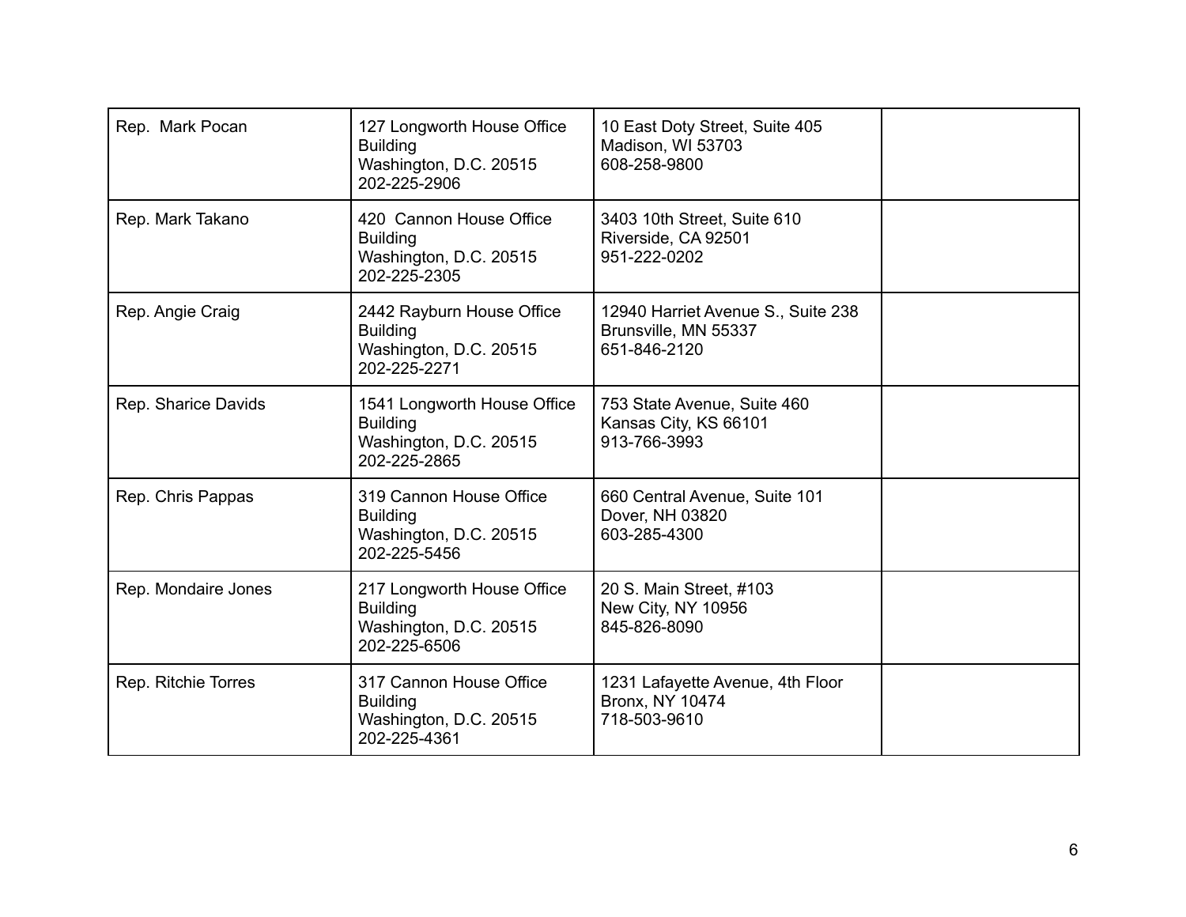| Rep. Mark Pocan | 127 Longworth House Office Building<br>Washington, D.C. 20515<br>202-225-2906 | 10 East Doty Street, Suite 405<br>Madison, WI 53703<br>608-258-9800 | |
|---|---|---|---|
| Rep. Mark Takano | 420 Cannon House Office Building<br>Washington, D.C. 20515<br>202-225-2305 | 3403 10th Street, Suite 610<br>Riverside, CA 92501<br>951-222-0202 | |
| Rep. Angie Craig | 2442 Rayburn House Office Building<br>Washington, D.C. 20515<br>202-225-2271 | 12940 Harriet Avenue S., Suite 238<br>Brunsville, MN 55337<br>651-846-2120 | |
| Rep. Sharice Davids | 1541 Longworth House Office Building<br>Washington, D.C. 20515<br>202-225-2865 | 753 State Avenue, Suite 460<br>Kansas City, KS 66101<br>913-766-3993 | |
| Rep. Chris Pappas | 319 Cannon House Office Building<br>Washington, D.C. 20515<br>202-225-5456 | 660 Central Avenue, Suite 101<br>Dover, NH 03820<br>603-285-4300 | |
| Rep. Mondaire Jones | 217 Longworth House Office Building<br>Washington, D.C. 20515<br>202-225-6506 | 20 S. Main Street, #103<br>New City, NY 10956<br>845-826-8090 | |
| Rep. Ritchie Torres | 317 Cannon House Office Building<br>Washington, D.C. 20515<br>202-225-4361 | 1231 Lafayette Avenue, 4th Floor<br>Bronx, NY 10474<br>718-503-9610 | |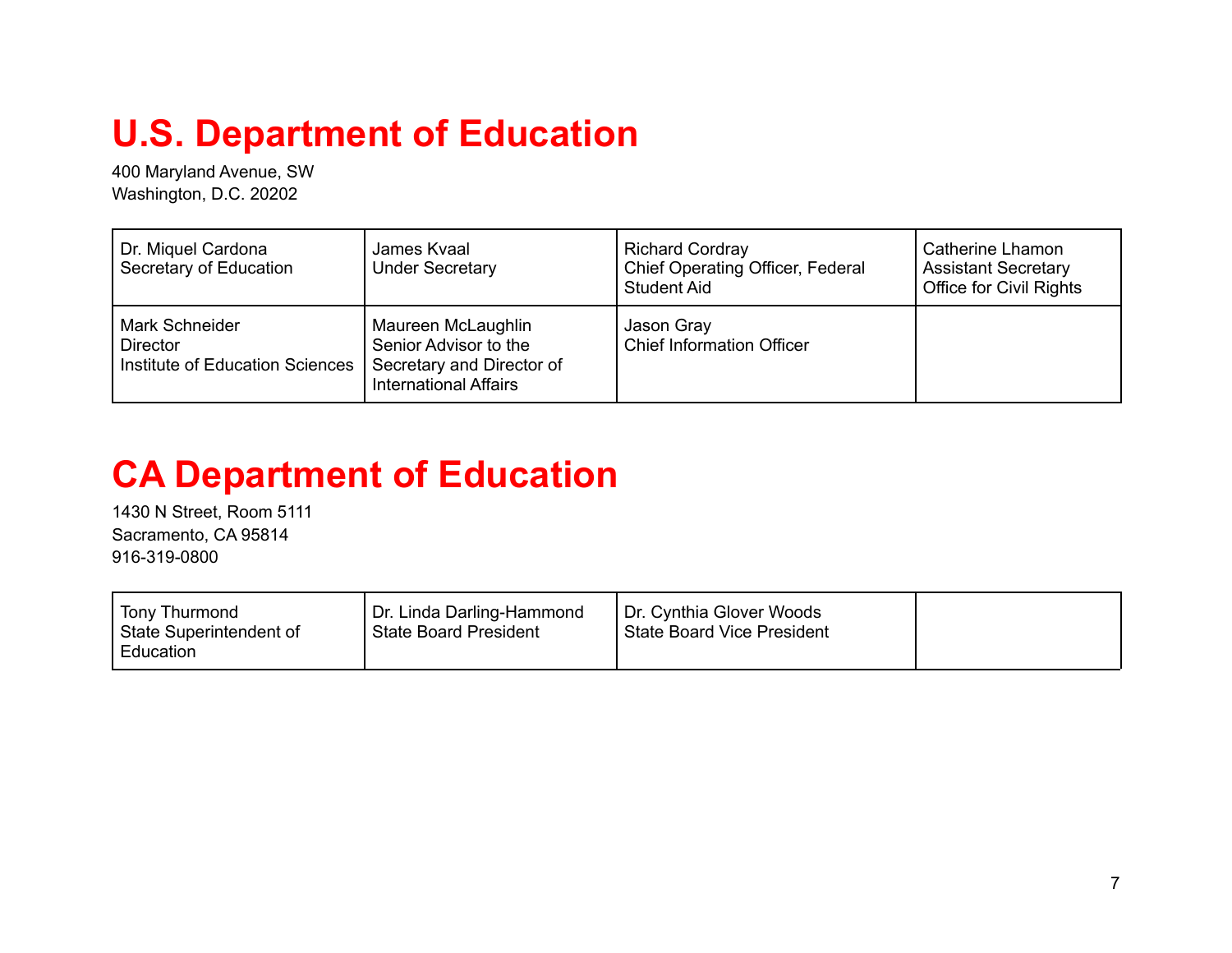# U.S. Department of Education

400 Maryland Avenue, SW
Washington, D.C. 20202

| | | | |
|---|---|---|---|
| Dr. Miquel Cardona<br>Secretary of Education | James Kvaal<br>Under Secretary | Richard Cordray<br>Chief Operating Officer, Federal Student Aid | Catherine Lhamon<br>Assistant Secretary<br>Office for Civil Rights |
| Mark Schneider<br>Director<br>Institute of Education Sciences | Maureen McLaughlin<br>Senior Advisor to the Secretary and Director of International Affairs | Jason Gray<br>Chief Information Officer | |

# CA Department of Education

1430 N Street, Room 5111
Sacramento, CA 95814
916-319-0800

| | | | |
|---|---|---|---|
| Tony Thurmond<br>State Superintendent of Education | Dr. Linda Darling-Hammond<br>State Board President | Dr. Cynthia Glover Woods<br>State Board Vice President | |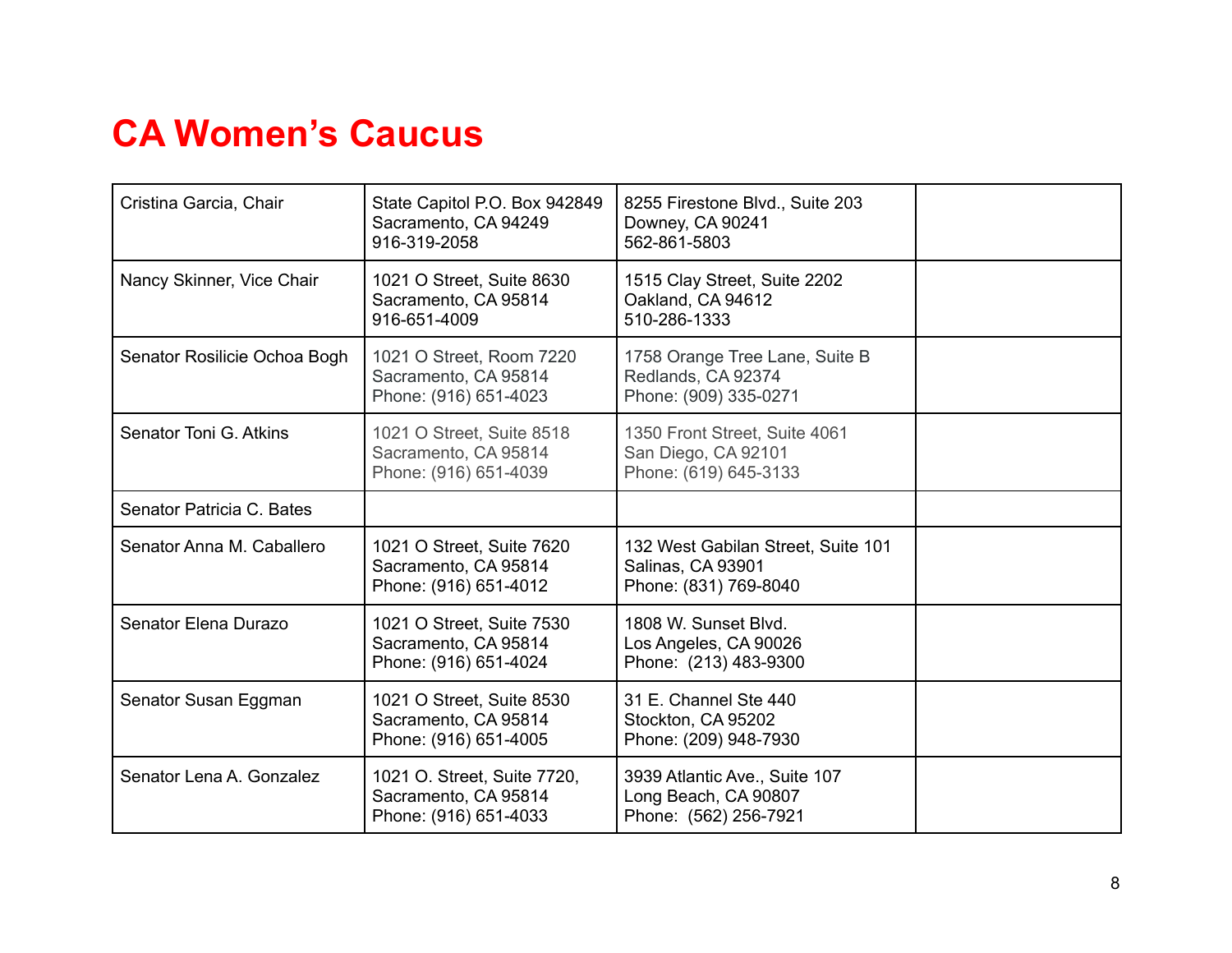# CA Women's Caucus

| | | | |
|---|---|---|---|
| Cristina Garcia, Chair | State Capitol P.O. Box 942849<br>Sacramento, CA 94249<br>916-319-2058 | 8255 Firestone Blvd., Suite 203<br>Downey, CA 90241<br>562-861-5803 | |
| Nancy Skinner, Vice Chair | 1021 O Street, Suite 8630<br>Sacramento, CA 95814<br>916-651-4009 | 1515 Clay Street, Suite 2202<br>Oakland, CA 94612<br>510-286-1333 | |
| Senator Rosilicie Ochoa Bogh | 1021 O Street, Room 7220<br>Sacramento, CA 95814<br>Phone: (916) 651-4023 | 1758 Orange Tree Lane, Suite B<br>Redlands, CA 92374<br>Phone: (909) 335-0271 | |
| Senator Toni G. Atkins | 1021 O Street, Suite 8518<br>Sacramento, CA 95814<br>Phone: (916) 651-4039 | 1350 Front Street, Suite 4061<br>San Diego, CA 92101<br>Phone: (619) 645-3133 | |
| Senator Patricia C. Bates | | | |
| Senator Anna M. Caballero | 1021 O Street, Suite 7620<br>Sacramento, CA 95814<br>Phone: (916) 651-4012 | 132 West Gabilan Street, Suite 101<br>Salinas, CA 93901<br>Phone: (831) 769-8040 | |
| Senator Elena Durazo | 1021 O Street, Suite 7530<br>Sacramento, CA 95814<br>Phone: (916) 651-4024 | 1808 W. Sunset Blvd.<br>Los Angeles, CA 90026<br>Phone: (213) 483-9300 | |
| Senator Susan Eggman | 1021 O Street, Suite 8530<br>Sacramento, CA 95814<br>Phone: (916) 651-4005 | 31 E. Channel Ste 440<br>Stockton, CA 95202<br>Phone: (209) 948-7930 | |
| Senator Lena A. Gonzalez | 1021 O. Street, Suite 7720,<br>Sacramento, CA 95814<br>Phone: (916) 651-4033 | 3939 Atlantic Ave., Suite 107<br>Long Beach, CA 90807<br>Phone: (562) 256-7921 | |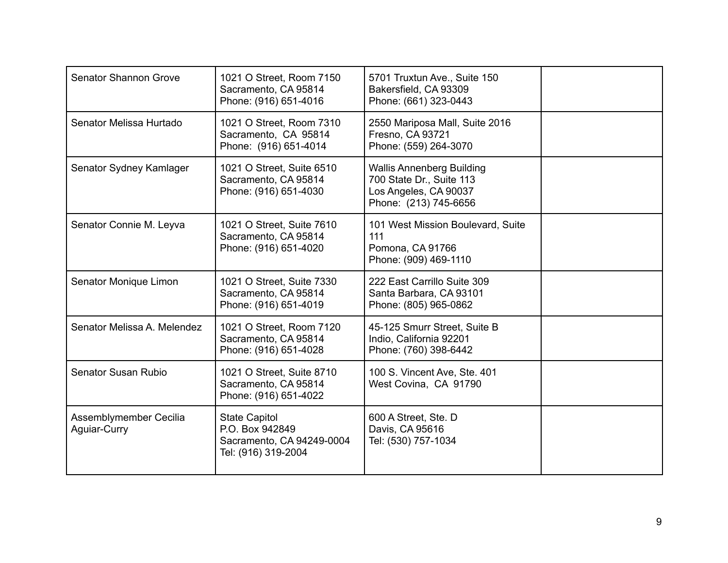| | | | |
|---|---|---|---|
| Senator Shannon Grove | 1021 O Street, Room 7150<br>Sacramento, CA 95814<br>Phone: (916) 651-4016 | 5701 Truxtun Ave., Suite 150<br>Bakersfield, CA 93309<br>Phone: (661) 323-0443 | |
| Senator Melissa Hurtado | 1021 O Street, Room 7310<br>Sacramento, CA 95814<br>Phone: (916) 651-4014 | 2550 Mariposa Mall, Suite 2016<br>Fresno, CA 93721<br>Phone: (559) 264-3070 | |
| Senator Sydney Kamlager | 1021 O Street, Suite 6510<br>Sacramento, CA 95814<br>Phone: (916) 651-4030 | Wallis Annenberg Building<br>700 State Dr., Suite 113<br>Los Angeles, CA 90037<br>Phone: (213) 745-6656 | |
| Senator Connie M. Leyva | 1021 O Street, Suite 7610<br>Sacramento, CA 95814<br>Phone: (916) 651-4020 | 101 West Mission Boulevard, Suite 111<br>Pomona, CA 91766<br>Phone: (909) 469-1110 | |
| Senator Monique Limon | 1021 O Street, Suite 7330<br>Sacramento, CA 95814<br>Phone: (916) 651-4019 | 222 East Carrillo Suite 309<br>Santa Barbara, CA 93101<br>Phone: (805) 965-0862 | |
| Senator Melissa A. Melendez | 1021 O Street, Room 7120<br>Sacramento, CA 95814<br>Phone: (916) 651-4028 | 45-125 Smurr Street, Suite B<br>Indio, California 92201<br>Phone: (760) 398-6442 | |
| Senator Susan Rubio | 1021 O Street, Suite 8710<br>Sacramento, CA 95814<br>Phone: (916) 651-4022 | 100 S. Vincent Ave, Ste. 401<br>West Covina, CA 91790 | |
| Assemblymember Cecilia Aguiar-Curry | State Capitol<br>P.O. Box 942849<br>Sacramento, CA 94249-0004<br>Tel: (916) 319-2004 | 600 A Street, Ste. D<br>Davis, CA 95616<br>Tel: (530) 757-1034 | |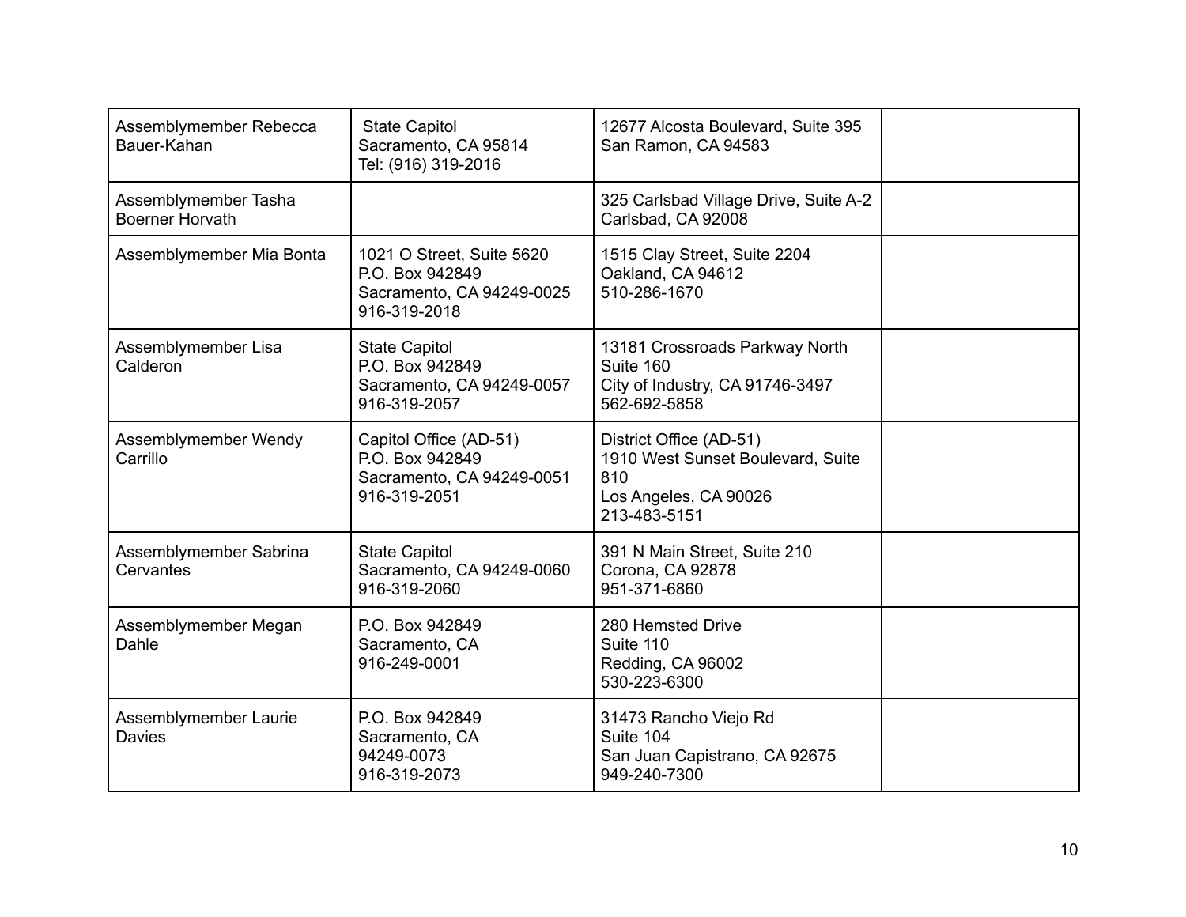| | | | |
|---|---|---|---|
| Assemblymember Rebecca Bauer-Kahan | State Capitol<br>Sacramento, CA 95814<br>Tel: (916) 319-2016 | 12677 Alcosta Boulevard, Suite 395<br>San Ramon, CA 94583 | |
| Assemblymember Tasha Boerner Horvath | | 325 Carlsbad Village Drive, Suite A-2<br>Carlsbad, CA 92008 | |
| Assemblymember Mia Bonta | 1021 O Street, Suite 5620<br>P.O. Box 942849<br>Sacramento, CA 94249-0025<br>916-319-2018 | 1515 Clay Street, Suite 2204<br>Oakland, CA 94612<br>510-286-1670 | |
| Assemblymember Lisa Calderon | State Capitol<br>P.O. Box 942849<br>Sacramento, CA 94249-0057<br>916-319-2057 | 13181 Crossroads Parkway North<br>Suite 160<br>City of Industry, CA 91746-3497<br>562-692-5858 | |
| Assemblymember Wendy Carrillo | Capitol Office (AD-51)<br>P.O. Box 942849<br>Sacramento, CA 94249-0051<br>916-319-2051 | District Office (AD-51)<br>1910 West Sunset Boulevard, Suite 810<br>Los Angeles, CA 90026<br>213-483-5151 | |
| Assemblymember Sabrina Cervantes | State Capitol<br>Sacramento, CA 94249-0060<br>916-319-2060 | 391 N Main Street, Suite 210<br>Corona, CA 92878<br>951-371-6860 | |
| Assemblymember Megan Dahle | P.O. Box 942849<br>Sacramento, CA<br>916-249-0001 | 280 Hemsted Drive<br>Suite 110<br>Redding, CA 96002<br>530-223-6300 | |
| Assemblymember Laurie Davies | P.O. Box 942849<br>Sacramento, CA<br>94249-0073<br>916-319-2073 | 31473 Rancho Viejo Rd<br>Suite 104<br>San Juan Capistrano, CA 92675<br>949-240-7300 | |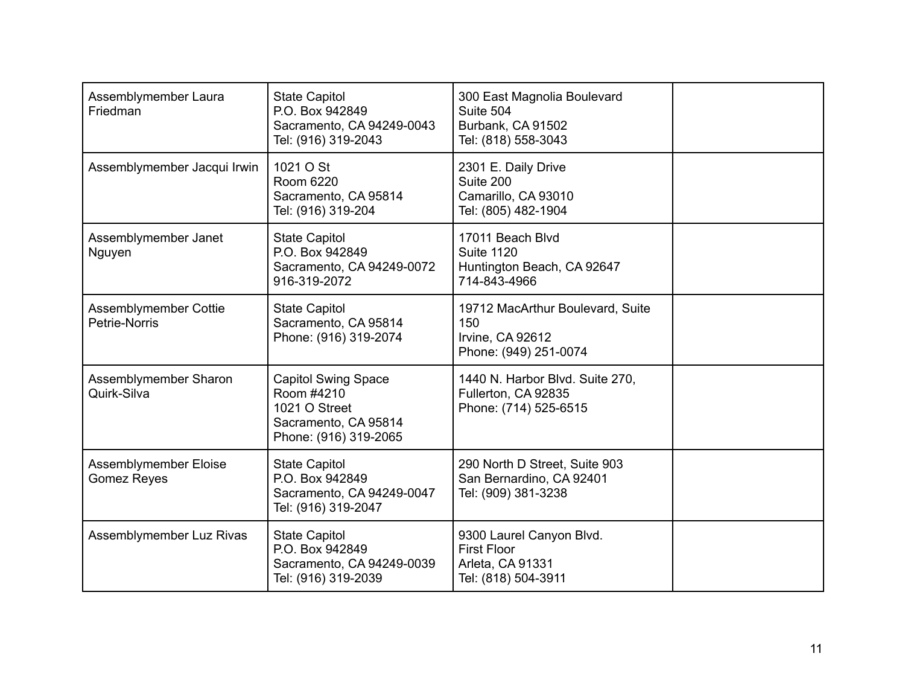| | | | |
|---|---|---|---|
| Assemblymember Laura Friedman | State Capitol<br>P.O. Box 942849<br>Sacramento, CA 94249-0043<br>Tel: (916) 319-2043 | 300 East Magnolia Boulevard<br>Suite 504<br>Burbank, CA 91502<br>Tel: (818) 558-3043 | |
| Assemblymember Jacqui Irwin | 1021 O St<br>Room 6220<br>Sacramento, CA 95814<br>Tel: (916) 319-204 | 2301 E. Daily Drive<br>Suite 200<br>Camarillo, CA 93010<br>Tel: (805) 482-1904 | |
| Assemblymember Janet Nguyen | State Capitol<br>P.O. Box 942849<br>Sacramento, CA 94249-0072<br>916-319-2072 | 17011 Beach Blvd<br>Suite 1120<br>Huntington Beach, CA 92647<br>714-843-4966 | |
| Assemblymember Cottie Petrie-Norris | State Capitol<br>Sacramento, CA 95814<br>Phone: (916) 319-2074 | 19712 MacArthur Boulevard, Suite 150<br>Irvine, CA 92612<br>Phone: (949) 251-0074 | |
| Assemblymember Sharon Quirk-Silva | Capitol Swing Space<br>Room #4210<br>1021 O Street<br>Sacramento, CA 95814<br>Phone: (916) 319-2065 | 1440 N. Harbor Blvd. Suite 270,<br>Fullerton, CA 92835<br>Phone: (714) 525-6515 | |
| Assemblymember Eloise Gomez Reyes | State Capitol<br>P.O. Box 942849<br>Sacramento, CA 94249-0047<br>Tel: (916) 319-2047 | 290 North D Street, Suite 903<br>San Bernardino, CA 92401<br>Tel: (909) 381-3238 | |
| Assemblymember Luz Rivas | State Capitol<br>P.O. Box 942849<br>Sacramento, CA 94249-0039<br>Tel: (916) 319-2039 | 9300 Laurel Canyon Blvd.<br>First Floor<br>Arleta, CA 91331<br>Tel: (818) 504-3911 | |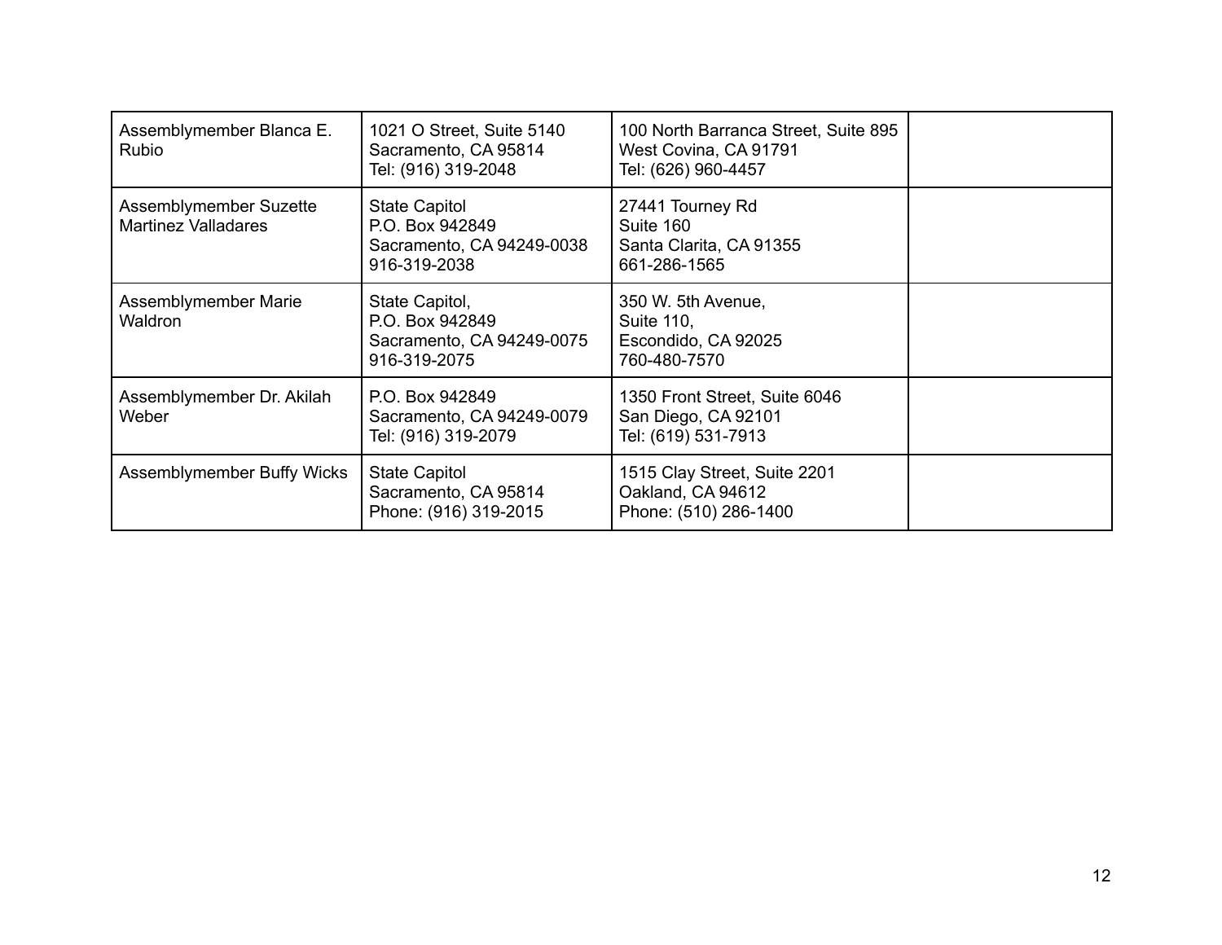| | | | |
|---|---|---|---|
| Assemblymember Blanca E. Rubio | 1021 O Street, Suite 5140<br>Sacramento, CA 95814<br>Tel: (916) 319-2048 | 100 North Barranca Street, Suite 895<br>West Covina, CA 91791<br>Tel: (626) 960-4457 | |
| Assemblymember Suzette Martinez Valladares | State Capitol<br>P.O. Box 942849<br>Sacramento, CA 94249-0038<br>916-319-2038 | 27441 Tourney Rd<br>Suite 160<br>Santa Clarita, CA 91355<br>661-286-1565 | |
| Assemblymember Marie Waldron | State Capitol,<br>P.O. Box 942849<br>Sacramento, CA 94249-0075<br>916-319-2075 | 350 W. 5th Avenue,<br>Suite 110,<br>Escondido, CA 92025<br>760-480-7570 | |
| Assemblymember Dr. Akilah Weber | P.O. Box 942849<br>Sacramento, CA 94249-0079<br>Tel: (916) 319-2079 | 1350 Front Street, Suite 6046<br>San Diego, CA 92101<br>Tel: (619) 531-7913 | |
| Assemblymember Buffy Wicks | State Capitol<br>Sacramento, CA 95814<br>Phone: (916) 319-2015 | 1515 Clay Street, Suite 2201<br>Oakland, CA 94612<br>Phone: (510) 286-1400 | |